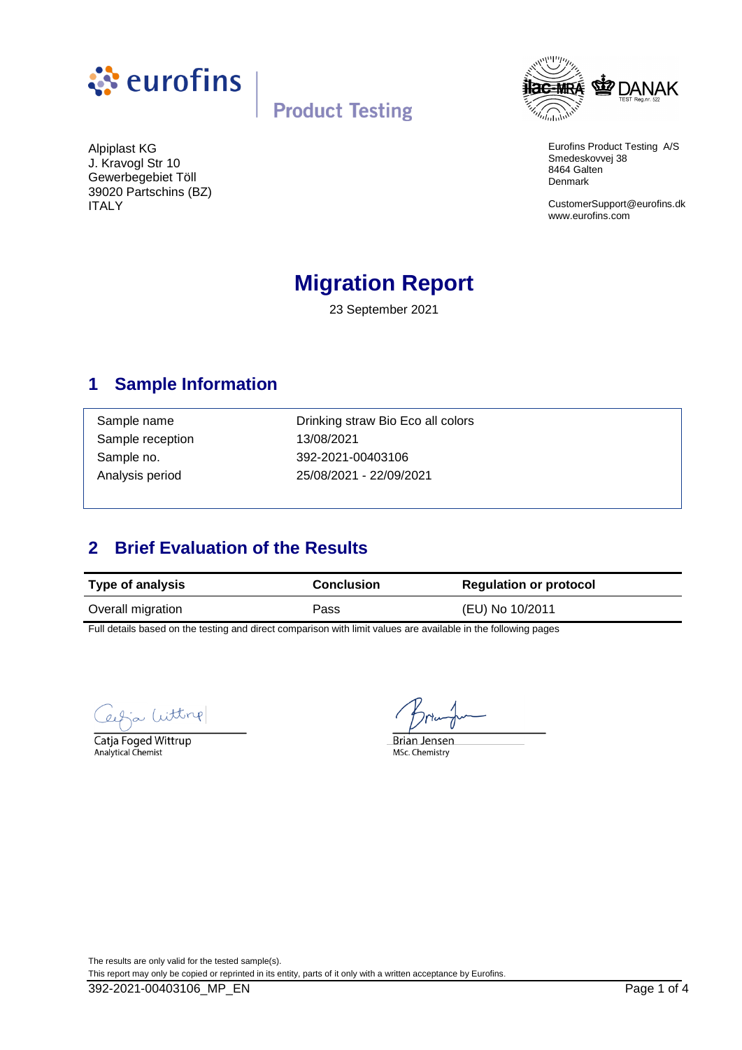eurofins | Product Testing

ilac-MRA DANAK TEST Reg.nr. 522

Alpiplast KG
J. Kravogl Str 10
Gewerbegebiet Töll
39020 Partschins (BZ)
ITALY

Eurofins Product Testing A/S
Smedeskovvej 38
8464 Galten
Denmark

CustomerSupport@eurofins.dk
www.eurofins.com

# Migration Report

23 September 2021

## 1 Sample Information

| | |
|---|---|
| Sample name | Drinking straw Bio Eco all colors |
| Sample reception | 13/08/2021 |
| Sample no. | 392-2021-00403106 |
| Analysis period | 25/08/2021 - 22/09/2021 |

## 2 Brief Evaluation of the Results

| Type of analysis | Conclusion | Regulation or protocol |
|---|---|---|
| Overall migration | Pass | (EU) No 10/2011 |

Full details based on the testing and direct comparison with limit values are available in the following pages

Catja Foged Wittrup
Analytical Chemist

Brian Jensen
MSc. Chemistry

The results are only valid for the tested sample(s).
This report may only be copied or reprinted in its entity, parts of it only with a written acceptance by Eurofins.

392-2021-00403106_MP_EN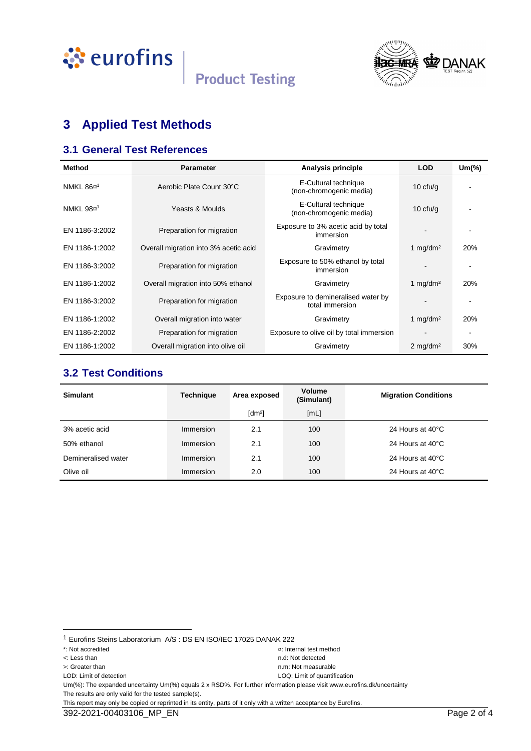# 3 Applied Test Methods

## 3.1 General Test References

| Method | Parameter | Analysis principle | LOD | Um(%) |
|---|---|---|---|---|
| NMKL 86¤[1] | Aerobic Plate Count 30°C | E-Cultural technique (non-chromogenic media) | 10 cfu/g | - |
| NMKL 98¤[1] | Yeasts & Moulds | E-Cultural technique (non-chromogenic media) | 10 cfu/g | - |
| EN 1186-3:2002 | Preparation for migration | Exposure to 3% acetic acid by total immersion | - | - |
| EN 1186-1:2002 | Overall migration into 3% acetic acid | Gravimetry | 1 mg/dm² | 20% |
| EN 1186-3:2002 | Preparation for migration | Exposure to 50% ethanol by total immersion | - | - |
| EN 1186-1:2002 | Overall migration into 50% ethanol | Gravimetry | 1 mg/dm² | 20% |
| EN 1186-3:2002 | Preparation for migration | Exposure to demineralised water by total immersion | - | - |
| EN 1186-1:2002 | Overall migration into water | Gravimetry | 1 mg/dm² | 20% |
| EN 1186-2:2002 | Preparation for migration | Exposure to olive oil by total immersion | - | - |
| EN 1186-1:2002 | Overall migration into olive oil | Gravimetry | 2 mg/dm² | 30% |

## 3.2 Test Conditions

| Simulant | Technique | Area exposed | Volume (Simulant) | Migration Conditions |
|---|---|---|---|---|
| | | [dm²] | [mL] | |
| 3% acetic acid | Immersion | 2.1 | 100 | 24 Hours at 40°C |
| 50% ethanol | Immersion | 2.1 | 100 | 24 Hours at 40°C |
| Demineralised water | Immersion | 2.1 | 100 | 24 Hours at 40°C |
| Olive oil | Immersion | 2.0 | 100 | 24 Hours at 40°C |

[1] Eurofins Steins Laboratorium A/S : DS EN ISO/IEC 17025 DANAK 222

*: Not accredited
¤: Internal test method
<: Less than
n.d: Not detected
>: Greater than
n.m: Not measurable
LOD: Limit of detection
LOQ: Limit of quantification

Um(%): The expanded uncertainty Um(%) equals 2 x RSD%. For further information please visit www.eurofins.dk/uncertainty

The results are only valid for the tested sample(s).

This report may only be copied or reprinted in its entity, parts of it only with a written acceptance by Eurofins.

392-2021-00403106_MP_EN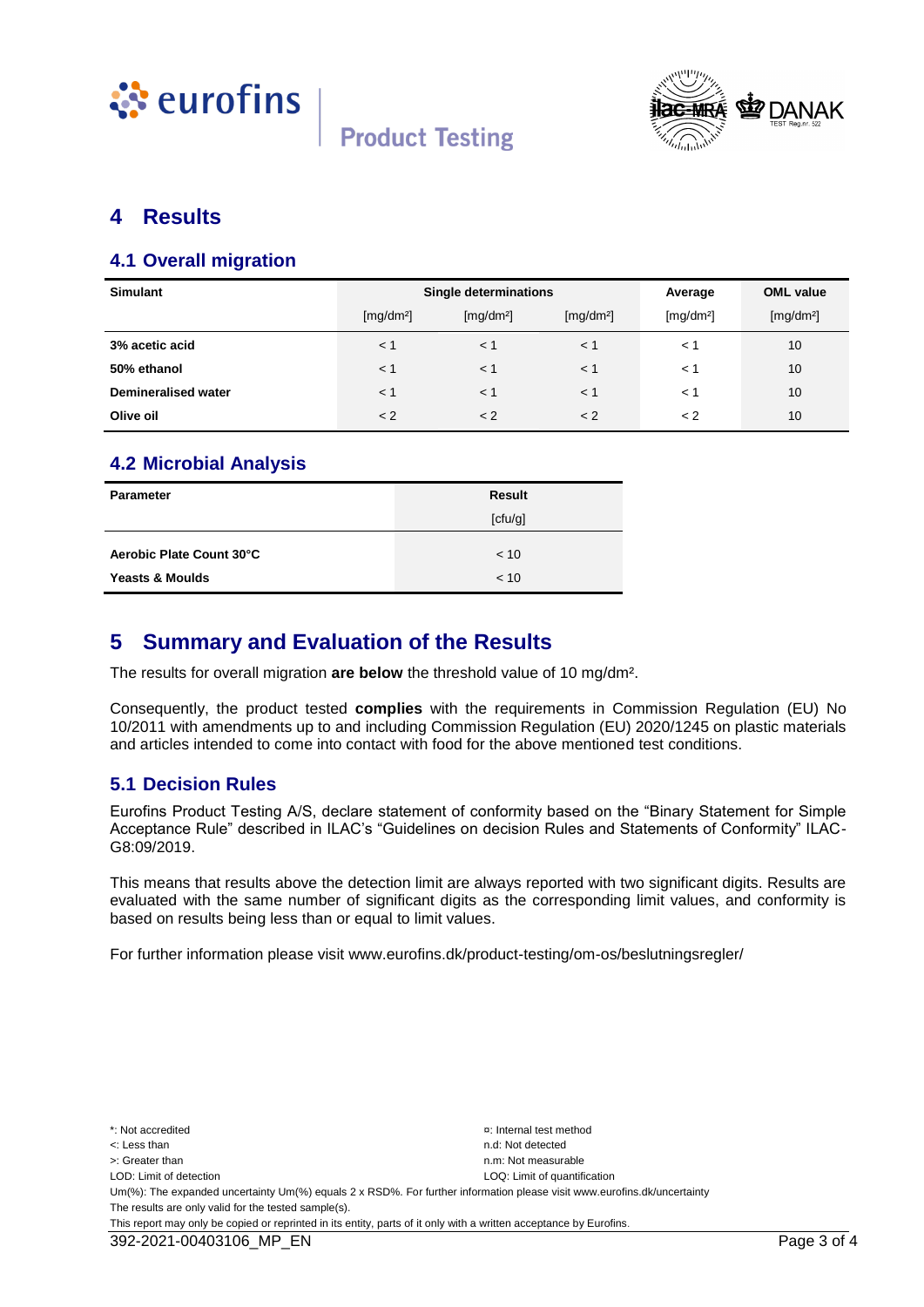# 4 Results

## 4.1 Overall migration

| Simulant | Single determinations | | | Average | OML value |
|---|---|---|---|---|---|
| | [mg/dm²] | [mg/dm²] | [mg/dm²] | [mg/dm²] | [mg/dm²] |
| **3% acetic acid** | < 1 | < 1 | < 1 | < 1 | 10 |
| **50% ethanol** | < 1 | < 1 | < 1 | < 1 | 10 |
| **Demineralised water** | < 1 | < 1 | < 1 | < 1 | 10 |
| **Olive oil** | < 2 | < 2 | < 2 | < 2 | 10 |

## 4.2 Microbial Analysis

| Parameter | Result |
|---|---|
| | [cfu/g] |
| **Aerobic Plate Count 30°C** | < 10 |
| **Yeasts & Moulds** | < 10 |

# 5 Summary and Evaluation of the Results

The results for overall migration **are below** the threshold value of 10 mg/dm².

Consequently, the product tested **complies** with the requirements in Commission Regulation (EU) No 10/2011 with amendments up to and including Commission Regulation (EU) 2020/1245 on plastic materials and articles intended to come into contact with food for the above mentioned test conditions.

## 5.1 Decision Rules

Eurofins Product Testing A/S, declare statement of conformity based on the "Binary Statement for Simple Acceptance Rule" described in ILAC's "Guidelines on decision Rules and Statements of Conformity" ILAC-G8:09/2019.

This means that results above the detection limit are always reported with two significant digits. Results are evaluated with the same number of significant digits as the corresponding limit values, and conformity is based on results being less than or equal to limit values.

For further information please visit www.eurofins.dk/product-testing/om-os/beslutningsregler/

*: Not accredited
¤: Internal test method
<: Less than
n.d: Not detected
>: Greater than
n.m: Not measurable
LOD: Limit of detection
LOQ: Limit of quantification
Um(%): The expanded uncertainty Um(%) equals 2 x RSD%. For further information please visit www.eurofins.dk/uncertainty
The results are only valid for the tested sample(s).
This report may only be copied or reprinted in its entity, parts of it only with a written acceptance by Eurofins.

392-2021-00403106_MP_EN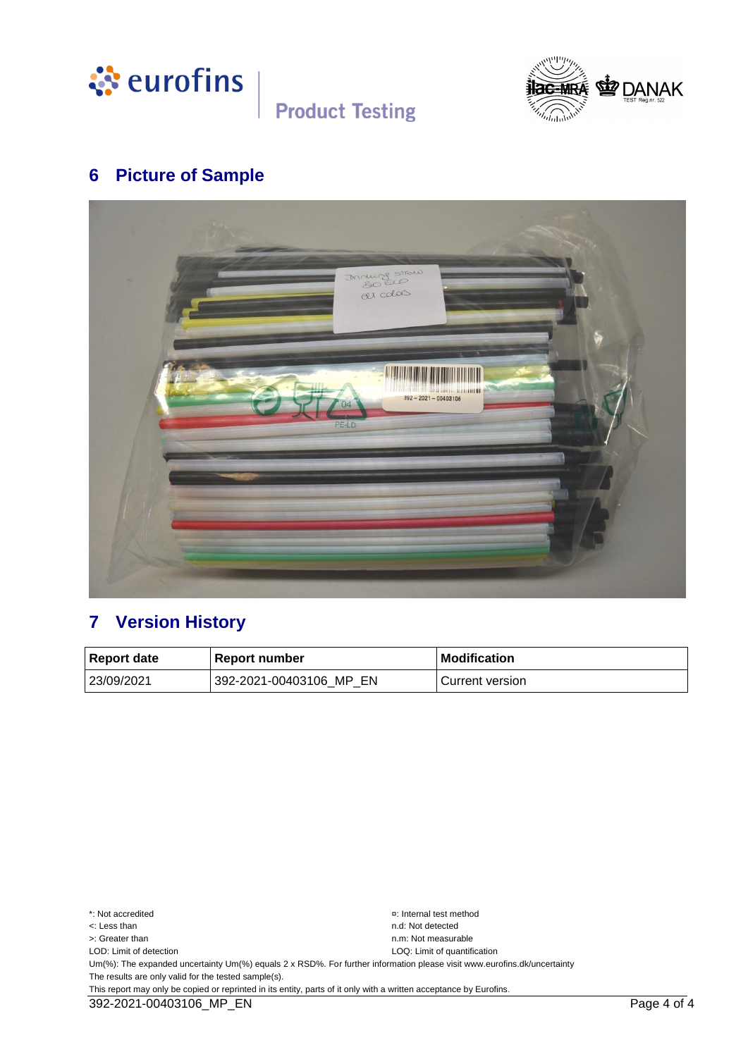## 6 Picture of Sample

## 7 Version History

| Report date | Report number | Modification |
|---|---|---|
| 23/09/2021 | 392-2021-00403106_MP_EN | Current version |

*: Not accredited
¤: Internal test method
<: Less than
n.d: Not detected
>: Greater than
n.m: Not measurable
LOD: Limit of detection
LOQ: Limit of quantification
Um(%): The expanded uncertainty Um(%) equals 2 x RSD%. For further information please visit www.eurofins.dk/uncertainty
The results are only valid for the tested sample(s).
This report may only be copied or reprinted in its entity, parts of it only with a written acceptance by Eurofins.